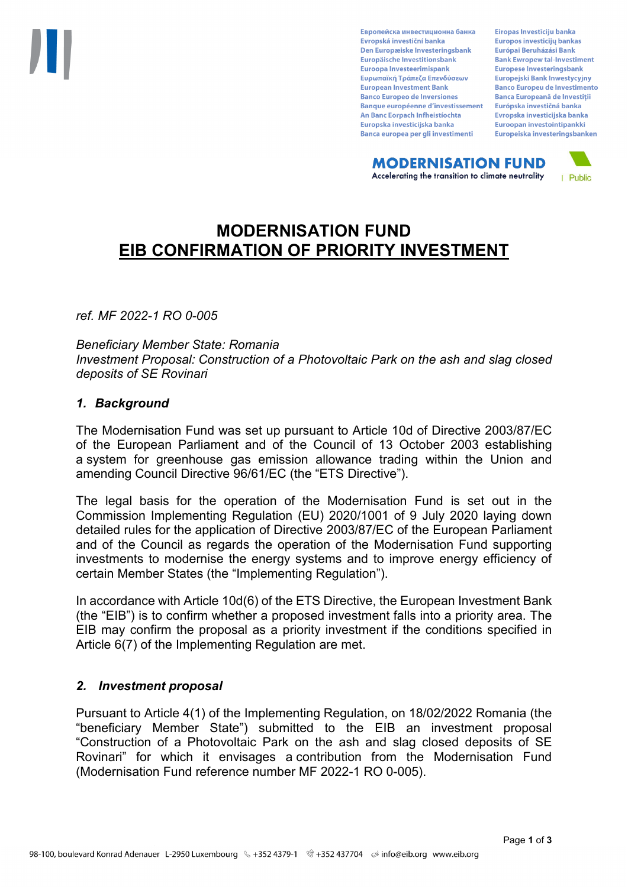# MODERNISATION FUND
# EIB CONFIRMATION OF PRIORITY INVESTMENT

*ref. MF 2022-1 RO 0-005*

*Beneficiary Member State: Romania*
*Investment Proposal: Construction of a Photovoltaic Park on the ash and slag closed deposits of SE Rovinari*

## *1. Background*

The Modernisation Fund was set up pursuant to Article 10d of Directive 2003/87/EC of the European Parliament and of the Council of 13 October 2003 establishing a system for greenhouse gas emission allowance trading within the Union and amending Council Directive 96/61/EC (the "ETS Directive").

The legal basis for the operation of the Modernisation Fund is set out in the Commission Implementing Regulation (EU) 2020/1001 of 9 July 2020 laying down detailed rules for the application of Directive 2003/87/EC of the European Parliament and of the Council as regards the operation of the Modernisation Fund supporting investments to modernise the energy systems and to improve energy efficiency of certain Member States (the "Implementing Regulation").

In accordance with Article 10d(6) of the ETS Directive, the European Investment Bank (the "EIB") is to confirm whether a proposed investment falls into a priority area. The EIB may confirm the proposal as a priority investment if the conditions specified in Article 6(7) of the Implementing Regulation are met.

## *2. Investment proposal*

Pursuant to Article 4(1) of the Implementing Regulation, on 18/02/2022 Romania (the "beneficiary Member State") submitted to the EIB an investment proposal "Construction of a Photovoltaic Park on the ash and slag closed deposits of SE Rovinari" for which it envisages a contribution from the Modernisation Fund (Modernisation Fund reference number MF 2022-1 RO 0-005).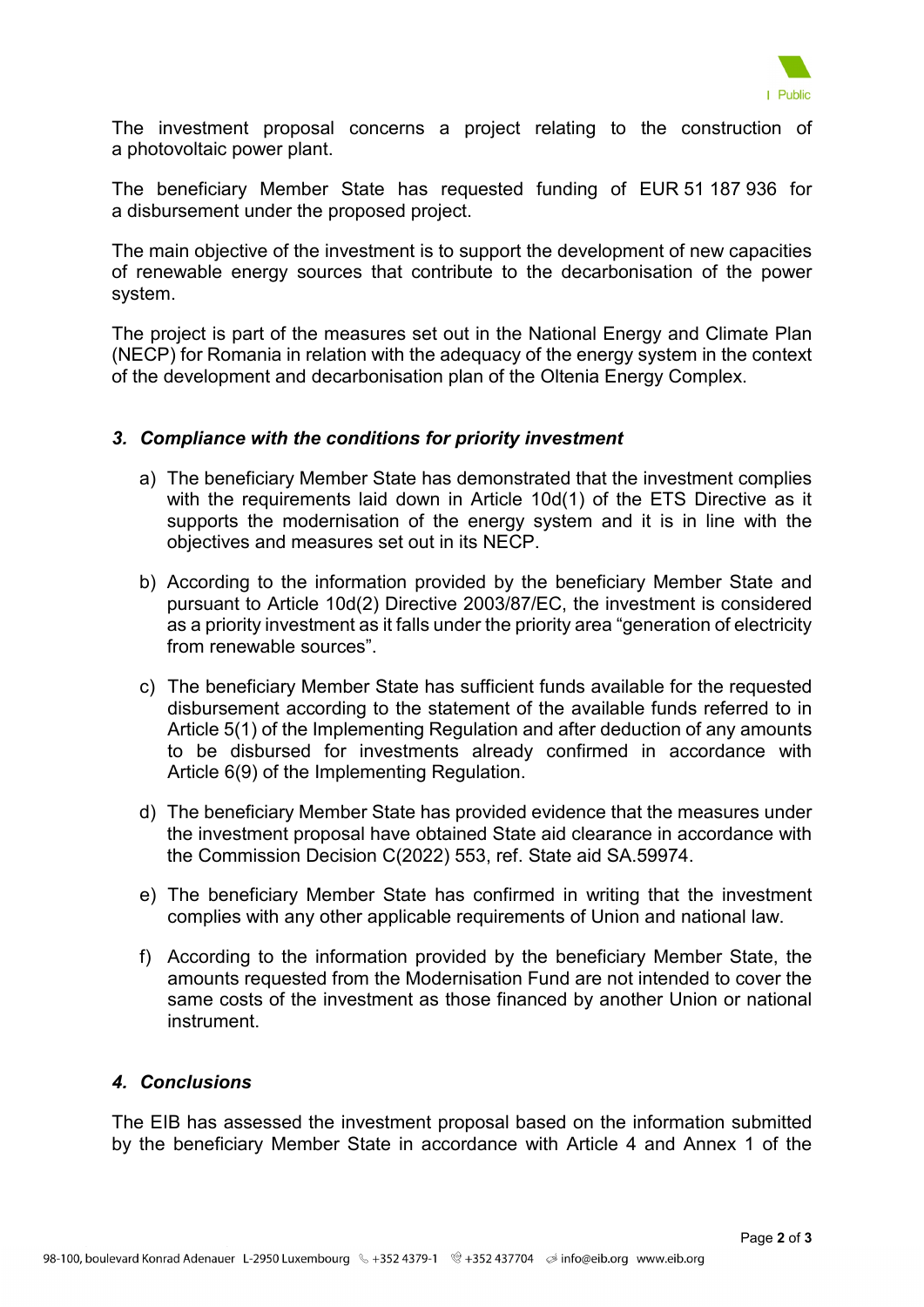The investment proposal concerns a project relating to the construction of a photovoltaic power plant.

The beneficiary Member State has requested funding of EUR 51 187 936 for a disbursement under the proposed project.

The main objective of the investment is to support the development of new capacities of renewable energy sources that contribute to the decarbonisation of the power system.

The project is part of the measures set out in the National Energy and Climate Plan (NECP) for Romania in relation with the adequacy of the energy system in the context of the development and decarbonisation plan of the Oltenia Energy Complex.

### *3. Compliance with the conditions for priority investment*

a) The beneficiary Member State has demonstrated that the investment complies with the requirements laid down in Article 10d(1) of the ETS Directive as it supports the modernisation of the energy system and it is in line with the objectives and measures set out in its NECP.

b) According to the information provided by the beneficiary Member State and pursuant to Article 10d(2) Directive 2003/87/EC, the investment is considered as a priority investment as it falls under the priority area "generation of electricity from renewable sources".

c) The beneficiary Member State has sufficient funds available for the requested disbursement according to the statement of the available funds referred to in Article 5(1) of the Implementing Regulation and after deduction of any amounts to be disbursed for investments already confirmed in accordance with Article 6(9) of the Implementing Regulation.

d) The beneficiary Member State has provided evidence that the measures under the investment proposal have obtained State aid clearance in accordance with the Commission Decision C(2022) 553, ref. State aid SA.59974.

e) The beneficiary Member State has confirmed in writing that the investment complies with any other applicable requirements of Union and national law.

f) According to the information provided by the beneficiary Member State, the amounts requested from the Modernisation Fund are not intended to cover the same costs of the investment as those financed by another Union or national instrument.

### *4. Conclusions*

The EIB has assessed the investment proposal based on the information submitted by the beneficiary Member State in accordance with Article 4 and Annex 1 of the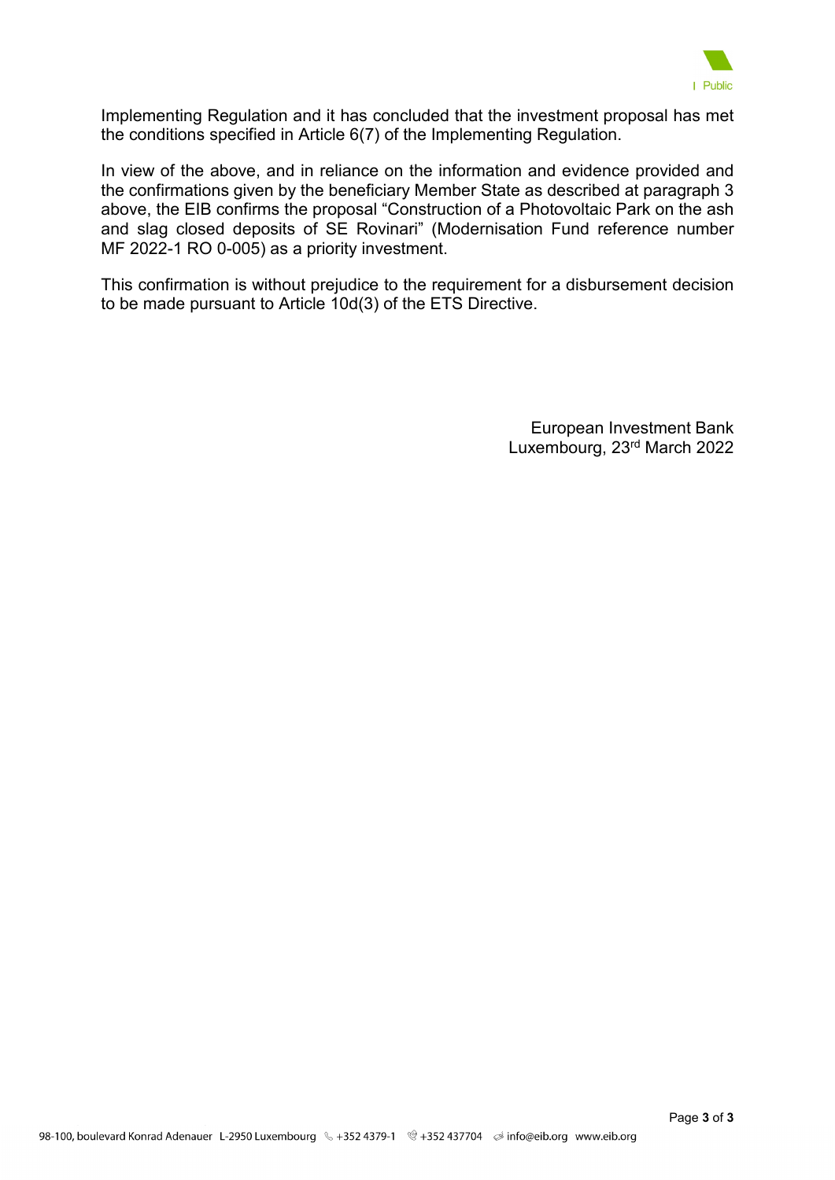Implementing Regulation and it has concluded that the investment proposal has met the conditions specified in Article 6(7) of the Implementing Regulation.

In view of the above, and in reliance on the information and evidence provided and the confirmations given by the beneficiary Member State as described at paragraph 3 above, the EIB confirms the proposal "Construction of a Photovoltaic Park on the ash and slag closed deposits of SE Rovinari" (Modernisation Fund reference number MF 2022-1 RO 0-005) as a priority investment.

This confirmation is without prejudice to the requirement for a disbursement decision to be made pursuant to Article 10d(3) of the ETS Directive.

European Investment Bank
Luxembourg, 23rd March 2022